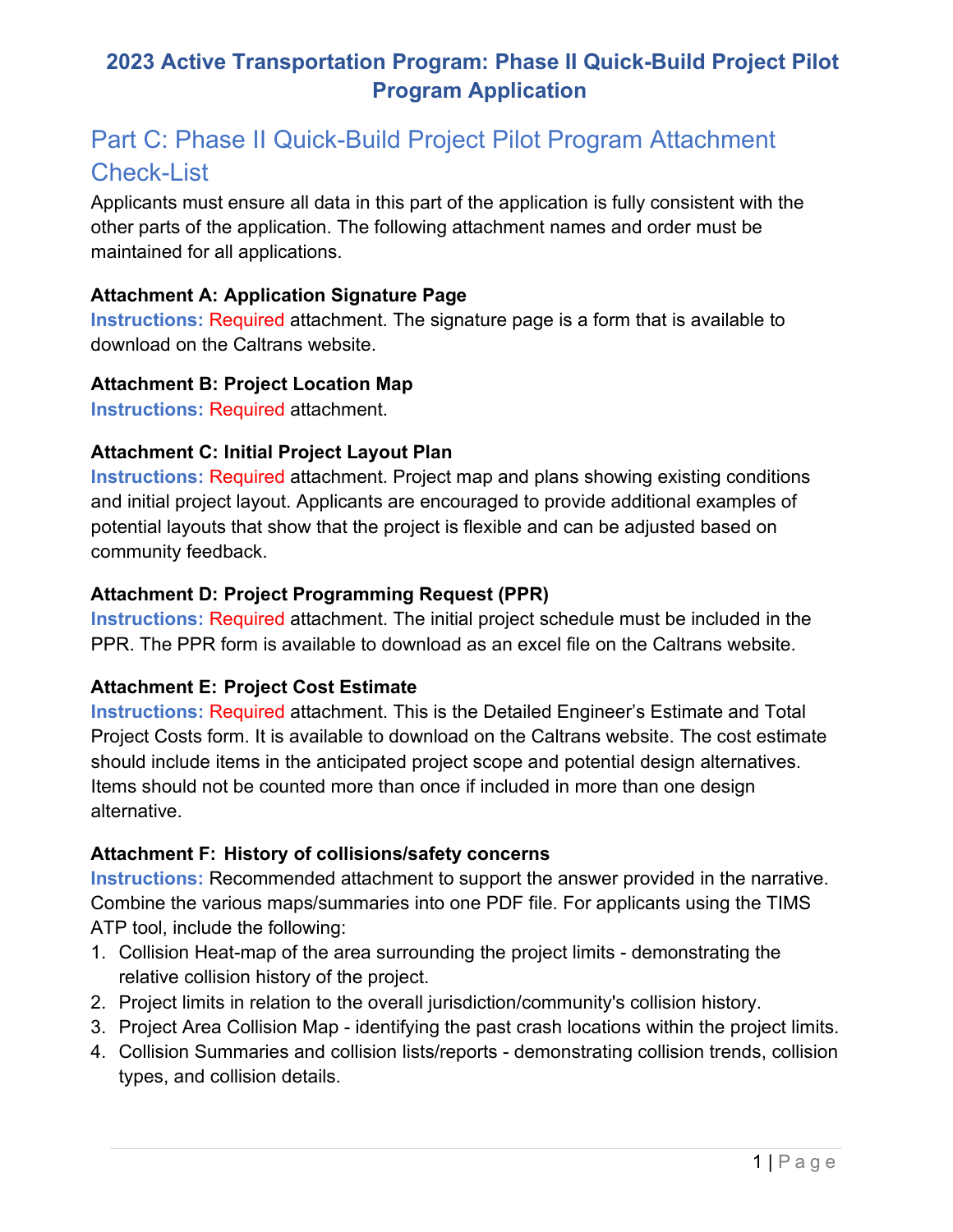# 2023 Active Transportation Program: Phase II Quick-Build Project Pilot Program Application

## Part C: Phase II Quick-Build Project Pilot Program Attachment Check-List

Applicants must ensure all data in this part of the application is fully consistent with the other parts of the application. The following attachment names and order must be maintained for all applications.

**Attachment A: Application Signature Page**

**Instructions:** Required attachment. The signature page is a form that is available to download on the Caltrans website.

**Attachment B: Project Location Map**

**Instructions:** Required attachment.

**Attachment C: Initial Project Layout Plan**

**Instructions:** Required attachment. Project map and plans showing existing conditions and initial project layout. Applicants are encouraged to provide additional examples of potential layouts that show that the project is flexible and can be adjusted based on community feedback.

**Attachment D: Project Programming Request (PPR)**

**Instructions:** Required attachment. The initial project schedule must be included in the PPR. The PPR form is available to download as an excel file on the Caltrans website.

**Attachment E: Project Cost Estimate**

**Instructions:** Required attachment. This is the Detailed Engineer's Estimate and Total Project Costs form. It is available to download on the Caltrans website. The cost estimate should include items in the anticipated project scope and potential design alternatives. Items should not be counted more than once if included in more than one design alternative.

**Attachment F: History of collisions/safety concerns**

**Instructions:** Recommended attachment to support the answer provided in the narrative. Combine the various maps/summaries into one PDF file. For applicants using the TIMS ATP tool, include the following:

1. Collision Heat-map of the area surrounding the project limits - demonstrating the relative collision history of the project.
2. Project limits in relation to the overall jurisdiction/community's collision history.
3. Project Area Collision Map - identifying the past crash locations within the project limits.
4. Collision Summaries and collision lists/reports - demonstrating collision trends, collision types, and collision details.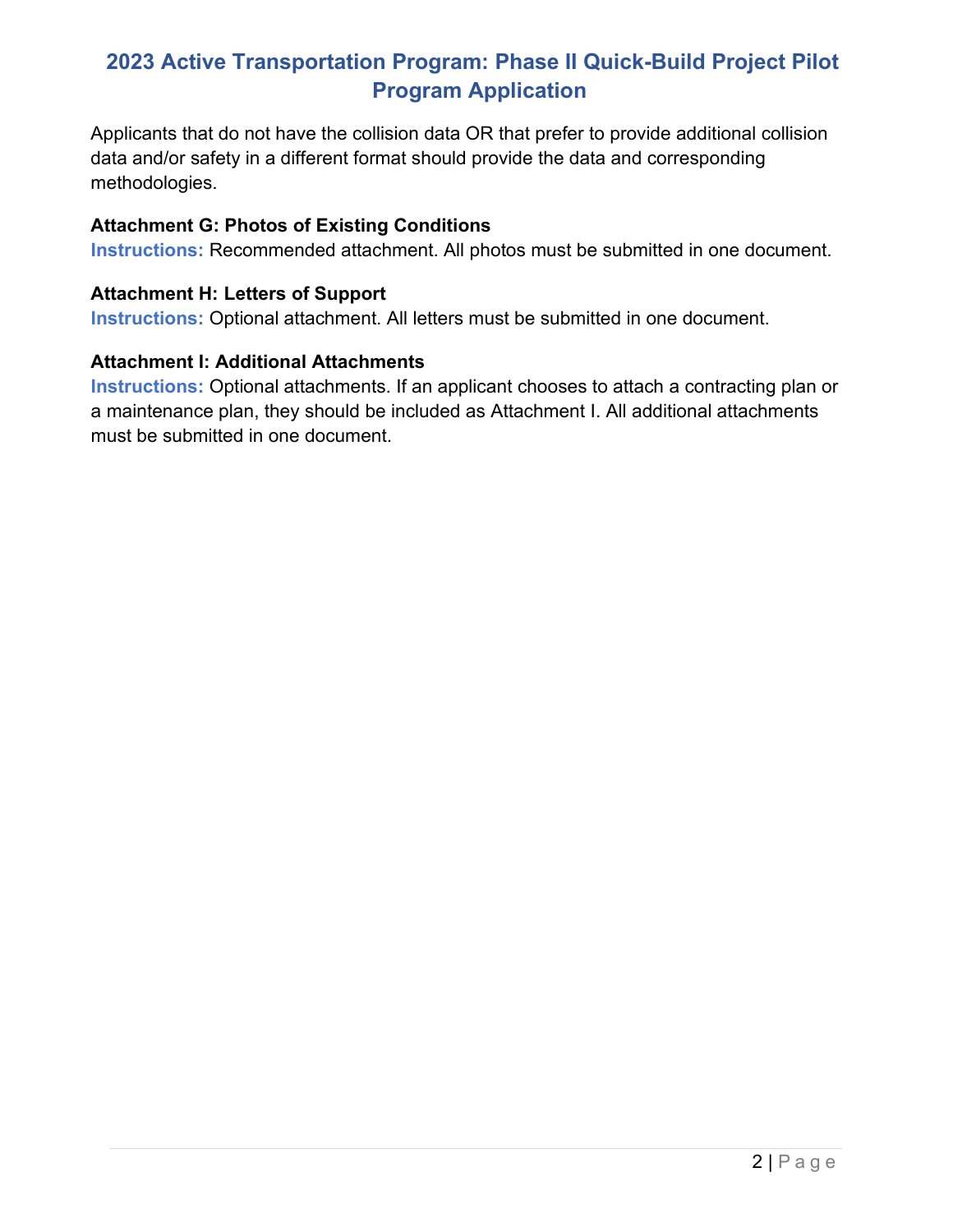Applicants that do not have the collision data OR that prefer to provide additional collision data and/or safety in a different format should provide the data and corresponding methodologies.

**Attachment G: Photos of Existing Conditions**

**Instructions:** Recommended attachment. All photos must be submitted in one document.

**Attachment H: Letters of Support**

**Instructions:** Optional attachment. All letters must be submitted in one document.

**Attachment I: Additional Attachments**

**Instructions:** Optional attachments. If an applicant chooses to attach a contracting plan or a maintenance plan, they should be included as Attachment I. All additional attachments must be submitted in one document.